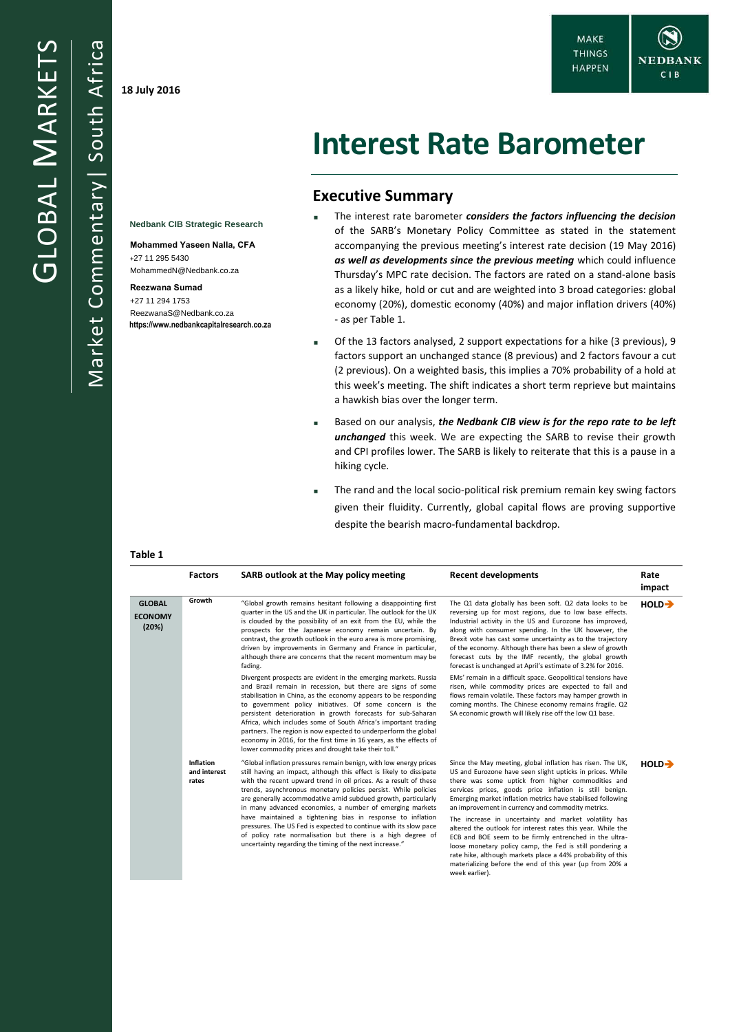GLOBAL MARKETS

Market Commentary | South Africa

**18 July 2016**

MAKE THINGS HAPPEN

NEDBANK CIB

# Interest Rate Barometer

**Nedbank CIB Strategic Research**

**Mohammed Yaseen Nalla, CFA**
+27 11 295 5430
MohammedN@Nedbank.co.za

**Reezwana Sumad**
+27 11 294 1753
ReezwanaS@Nedbank.co.za
**https://www.nedbankcapitalresearch.co.za**

## Executive Summary

- The interest rate barometer ***considers the factors influencing the decision*** of the SARB's Monetary Policy Committee as stated in the statement accompanying the previous meeting's interest rate decision (19 May 2016) ***as well as developments since the previous meeting*** which could influence Thursday's MPC rate decision. The factors are rated on a stand-alone basis as a likely hike, hold or cut and are weighted into 3 broad categories: global economy (20%), domestic economy (40%) and major inflation drivers (40%) - as per Table 1.
- Of the 13 factors analysed, 2 support expectations for a hike (3 previous), 9 factors support an unchanged stance (8 previous) and 2 factors favour a cut (2 previous). On a weighted basis, this implies a 70% probability of a hold at this week's meeting. The shift indicates a short term reprieve but maintains a hawkish bias over the longer term.
- Based on our analysis, ***the Nedbank CIB view is for the repo rate to be left unchanged*** this week. We are expecting the SARB to revise their growth and CPI profiles lower. The SARB is likely to reiterate that this is a pause in a hiking cycle.
- The rand and the local socio-political risk premium remain key swing factors given their fluidity. Currently, global capital flows are proving supportive despite the bearish macro-fundamental backdrop.

**Table 1**

| | Factors | SARB outlook at the May policy meeting | Recent developments | Rate impact |
|---|---|---|---|---|
| **GLOBAL ECONOMY (20%)** | **Growth** | "Global growth remains hesitant following a disappointing first quarter in the US and the UK in particular. The outlook for the UK is clouded by the possibility of an exit from the EU, while the prospects for the Japanese economy remain uncertain. By contrast, the growth outlook in the euro area is more promising, driven by improvements in Germany and France in particular, although there are concerns that the recent momentum may be fading.<br><br>Divergent prospects are evident in the emerging markets. Russia and Brazil remain in recession, but there are signs of some stabilisation in China, as the economy appears to be responding to government policy initiatives. Of some concern is the persistent deterioration in growth forecasts for sub-Saharan Africa, which includes some of South Africa's important trading partners. The region is now expected to underperform the global economy in 2016, for the first time in 16 years, as the effects of lower commodity prices and drought take their toll." | The Q1 data globally has been soft. Q2 data looks to be reversing up for most regions, due to low base effects. Industrial activity in the US and Eurozone has improved, along with consumer spending. In the UK however, the Brexit vote has cast some uncertainty as to the trajectory of the economy. Although there has been a slew of growth forecast cuts by the IMF recently, the global growth forecast is unchanged at April's estimate of 3.2% for 2016.<br><br>EMs' remain in a difficult space. Geopolitical tensions have risen, while commodity prices are expected to fall and flows remain volatile. These factors may hamper growth in coming months. The Chinese economy remains fragile. Q2 SA economic growth will likely rise off the low Q1 base. | **HOLD➔** |
| | **Inflation and interest rates** | "Global inflation pressures remain benign, with low energy prices still having an impact, although this effect is likely to dissipate with the recent upward trend in oil prices. As a result of these trends, asynchronous monetary policies persist. While policies are generally accommodative amid subdued growth, particularly in many advanced economies, a number of emerging markets have maintained a tightening bias in response to inflation pressures. The US Fed is expected to continue with its slow pace of policy rate normalisation but there is a high degree of uncertainty regarding the timing of the next increase." | Since the May meeting, global inflation has risen. The UK, US and Eurozone have seen slight upticks in prices. While there was some uptick from higher commodities and services prices, goods price inflation is still benign. Emerging market inflation metrics have stabilised following an improvement in currency and commodity metrics.<br><br>The increase in uncertainty and market volatility has altered the outlook for interest rates this year. While the ECB and BOE seem to be firmly entrenched in the ultra-loose monetary policy camp, the Fed is still pondering a rate hike, although markets place a 44% probability of this materializing before the end of this year (up from 20% a week earlier). | **HOLD➔** |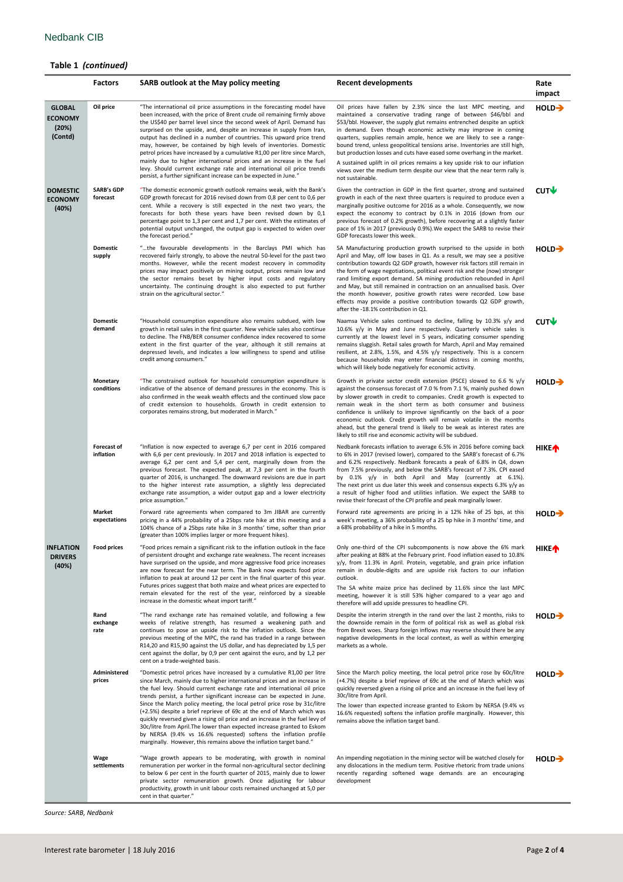## Table 1 *(continued)*

| | Factors | SARB outlook at the May policy meeting | Recent developments | Rate impact |
|---|---|---|---|---|
| **GLOBAL ECONOMY (20%) (Contd)** | **Oil price** | "The international oil price assumptions in the forecasting model have been increased, with the price of Brent crude oil remaining firmly above the US$40 per barrel level since the second week of April. Demand has surprised on the upside, and, despite an increase in supply from Iran, output has declined in a number of countries. This upward price trend may, however, be contained by high levels of inventories. Domestic petrol prices have increased by a cumulative R1,00 per litre since March, mainly due to higher international prices and an increase in the fuel levy. Should current exchange rate and international oil price trends persist, a further significant increase can be expected in June." | Oil prices have fallen by 2.3% since the last MPC meeting, and maintained a conservative trading range of between $46/bbl and $53/bbl. However, the supply glut remains entrenched despite an uptick in demand. Even though economic activity may improve in coming quarters, supplies remain ample, hence we are likely to see a range-bound trend, unless geopolitical tensions arise. Inventories are still high, but production losses and cuts have eased some overhang in the market. A sustained uplift in oil prices remains a key upside risk to our inflation views over the medium term despite our view that the near term rally is not sustainable. | **HOLD→** |
| **DOMESTIC ECONOMY (40%)** | **SARB's GDP forecast** | "The domestic economic growth outlook remains weak, with the Bank's GDP growth forecast for 2016 revised down from 0,8 per cent to 0,6 per cent. While a recovery is still expected in the next two years, the forecasts for both these years have been revised down by 0,1 percentage point to 1,3 per cent and 1,7 per cent. With the estimates of potential output unchanged, the output gap is expected to widen over the forecast period." | Given the contraction in GDP in the first quarter, strong and sustained growth in each of the next three quarters is required to produce even a marginally positive outcome for 2016 as a whole. Consequently, we now expect the economy to contract by 0.1% in 2016 (down from our previous forecast of 0.2% growth), before recovering at a slightly faster pace of 1% in 2017 (previously 0.9%).We expect the SARB to revise their GDP forecasts lower this week. | **CUT↓** |
| | **Domestic supply** | "…the favourable developments in the Barclays PMI which has recovered fairly strongly, to above the neutral 50-level for the past two months. However, while the recent modest recovery in commodity prices may impact positively on mining output, prices remain low and the sector remains beset by higher input costs and regulatory uncertainty. The continuing drought is also expected to put further strain on the agricultural sector." | SA Manufacturing production growth surprised to the upside in both April and May, off low bases in Q1. As a result, we may see a positive contribution towards Q2 GDP growth, however risk factors still remain in the form of wage negotiations, political event risk and the (now) stronger rand limiting export demand. SA mining production rebounded in April and May, but still remained in contraction on an annualised basis. Over the month however, positive growth rates were recorded. Low base effects may provide a positive contribution towards Q2 GDP growth, after the -18.1% contribution in Q1. | **HOLD→** |
| | **Domestic demand** | "Household consumption expenditure also remains subdued, with low growth in retail sales in the first quarter. New vehicle sales also continue to decline. The FNB/BER consumer confidence index recovered to some extent in the first quarter of the year, although it still remains at depressed levels, and indicates a low willingness to spend and utilise credit among consumers." | Naamsa Vehicle sales continued to decline, falling by 10.3% y/y and 10.6% y/y in May and June respectively. Quarterly vehicle sales is currently at the lowest level in 5 years, indicating consumer spending remains sluggish. Retail sales growth for March, April and May remained resilient, at 2.8%, 1.5%, and 4.5% y/y respectively. This is a concern because households may enter financial distress in coming months, which will likely bode negatively for economic activity. | **CUT↓** |
| | **Monetary conditions** | "The constrained outlook for household consumption expenditure is indicative of the absence of demand pressures in the economy. This is also confirmed in the weak wealth effects and the continued slow pace of credit extension to households. Growth in credit extension to corporates remains strong, but moderated in March." | Growth in private sector credit extension (PSCE) slowed to 6.6 % y/y against the consensus forecast of 7.0 % from 7.1 %, mainly pushed down by slower growth in credit to companies. Credit growth is expected to remain weak in the short term as both consumer and business confidence is unlikely to improve significantly on the back of a poor economic outlook. Credit growth will remain volatile in the months ahead, but the general trend is likely to be weak as interest rates are likely to still rise and economic activity will be subdued. | **HOLD→** |
| | **Forecast of inflation** | "Inflation is now expected to average 6,7 per cent in 2016 compared with 6,6 per cent previously. In 2017 and 2018 inflation is expected to average 6,2 per cent and 5,4 per cent, marginally down from the previous forecast. The expected peak, at 7,3 per cent in the fourth quarter of 2016, is unchanged. The downward revisions are due in part to the higher interest rate assumption, a slightly less depreciated exchange rate assumption, a wider output gap and a lower electricity price assumption." | Nedbank forecasts inflation to average 6.5% in 2016 before coming back to 6% in 2017 (revised lower), compared to the SARB's forecast of 6.7% and 6.2% respectively. Nedbank forecasts a peak of 6.8% in Q4, down from 7.5% previously, and below the SARB's forecast of 7.3%. CPI eased by 0.1% y/y in both April and May (currently at 6.1%). The next print us due later this week and consensus expects 6.3% y/y as a result of higher food and utilities inflation. We expect the SARB to revise their forecast of the CPI profile and peak marginally lower. | **HIKE↑** |
| | **Market expectations** | Forward rate agreements when compared to 3m JIBAR are currently pricing in a 44% probability of a 25bps rate hike at this meeting and a 104% chance of a 25bps rate hike in 3 months' time, softer than prior (greater than 100% implies larger or more frequent hikes). | Forward rate agreements are pricing in a 12% hike of 25 bps, at this week's meeting, a 36% probability of a 25 bp hike in 3 months' time, and a 68% probability of a hike in 5 months. | **HOLD→** |
| **INFLATION DRIVERS (40%)** | **Food prices** | "Food prices remain a significant risk to the inflation outlook in the face of persistent drought and exchange rate weakness. The recent increases have surprised on the upside, and more aggressive food price increases are now forecast for the near term. The Bank now expects food price inflation to peak at around 12 per cent in the final quarter of this year. Futures prices suggest that both maize and wheat prices are expected to remain elevated for the rest of the year, reinforced by a sizeable increase in the domestic wheat import tariff." | Only one-third of the CPI subcomponents is now above the 6% mark after peaking at 88% at the February print. Food inflation eased to 10.8% y/y, from 11.3% in April. Protein, vegetable, and grain price inflation remain in double-digits and are upside risk factors to our inflation outlook. The SA white maize price has declined by 11.6% since the last MPC meeting, however it is still 53% higher compared to a year ago and therefore will add upside pressures to headline CPI. | **HIKE↑** |
| | **Rand exchange rate** | "The rand exchange rate has remained volatile, and following a few weeks of relative strength, has resumed a weakening path and continues to pose an upside risk to the inflation outlook. Since the previous meeting of the MPC, the rand has traded in a range between R14,20 and R15,90 against the US dollar, and has depreciated by 1,5 per cent against the dollar, by 0,9 per cent against the euro, and by 1,2 per cent on a trade-weighted basis. | Despite the interim strength in the rand over the last 2 months, risks to the downside remain in the form of political risk as well as global risk from Brexit woes. Sharp foreign inflows may reverse should there be any negative developments in the local context, as well as within emerging markets as a whole. | **HOLD→** |
| | **Administered prices** | "Domestic petrol prices have increased by a cumulative R1,00 per litre since March, mainly due to higher international prices and an increase in the fuel levy. Should current exchange rate and international oil price trends persist, a further significant increase can be expected in June. Since the March policy meeting, the local petrol price rose by 31c/litre (+2.5%) despite a brief reprieve of 69c at the end of March which was quickly reversed given a rising oil price and an increase in the fuel levy of 30c/litre from April.The lower than expected increase granted to Eskom by NERSA (9.4% vs 16.6% requested) softens the inflation profile marginally. However, this remains above the inflation target band." | Since the March policy meeting, the local petrol price rose by 60c/litre (+4.7%) despite a brief reprieve of 69c at the end of March which was quickly reversed given a rising oil price and an increase in the fuel levy of 30c/litre from April. The lower than expected increase granted to Eskom by NERSA (9.4% vs 16.6% requested) softens the inflation profile marginally. However, this remains above the inflation target band. | **HOLD→** |
| | **Wage settlements** | "Wage growth appears to be moderating, with growth in nominal remuneration per worker in the formal non-agricultural sector declining to below 6 per cent in the fourth quarter of 2015, mainly due to lower private sector remuneration growth. Once adjusting for labour productivity, growth in unit labour costs remained unchanged at 5,0 per cent in that quarter." | An impending negotiation in the mining sector will be watched closely for any dislocations in the medium term. Positive rhetoric from trade unions recently regarding softened wage demands are an encouraging development | **HOLD→** |

*Source: SARB, Nedbank*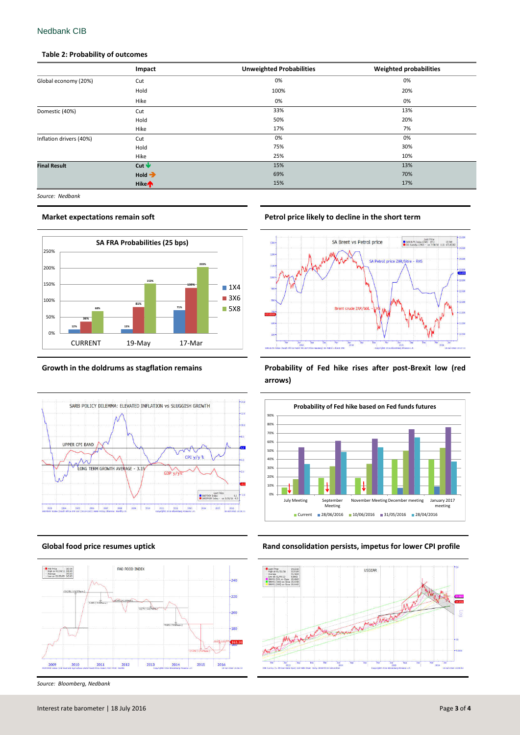**Table 2: Probability of outcomes**

| | Impact | Unweighted Probabilities | Weighted probabilities |
|---|---|---|---|
| Global economy (20%) | Cut | 0% | 0% |
| | Hold | 100% | 20% |
| | Hike | 0% | 0% |
| Domestic (40%) | Cut | 33% | 13% |
| | Hold | 50% | 20% |
| | Hike | 17% | 7% |
| Inflation drivers (40%) | Cut | 0% | 0% |
| | Hold | 75% | 30% |
| | Hike | 25% | 10% |
| **Final Result** | **Cut** ↓ | 15% | 13% |
| | **Hold** → | 69% | 70% |
| | **Hike** ↑ | 15% | 17% |

*Source: Nedbank*

### Market expectations remain soft

**SA FRA Probabilities (25 bps)**

| | 1X4 | 3X6 | 5X8 |
|---|---|---|---|
| CURRENT | 12% | 36% | 68% |
| 19-May | 13% | 81% | 153% |
| 17-Mar | 71% | 139% | 203% |

### Petrol price likely to decline in the short term

### Growth in the doldrums as stagflation remains

### Probability of Fed hike rises after post-Brexit low (red arrows)

### Global food price resumes uptick

### Rand consolidation persists, impetus for lower CPI profile

*Source: Bloomberg, Nedbank*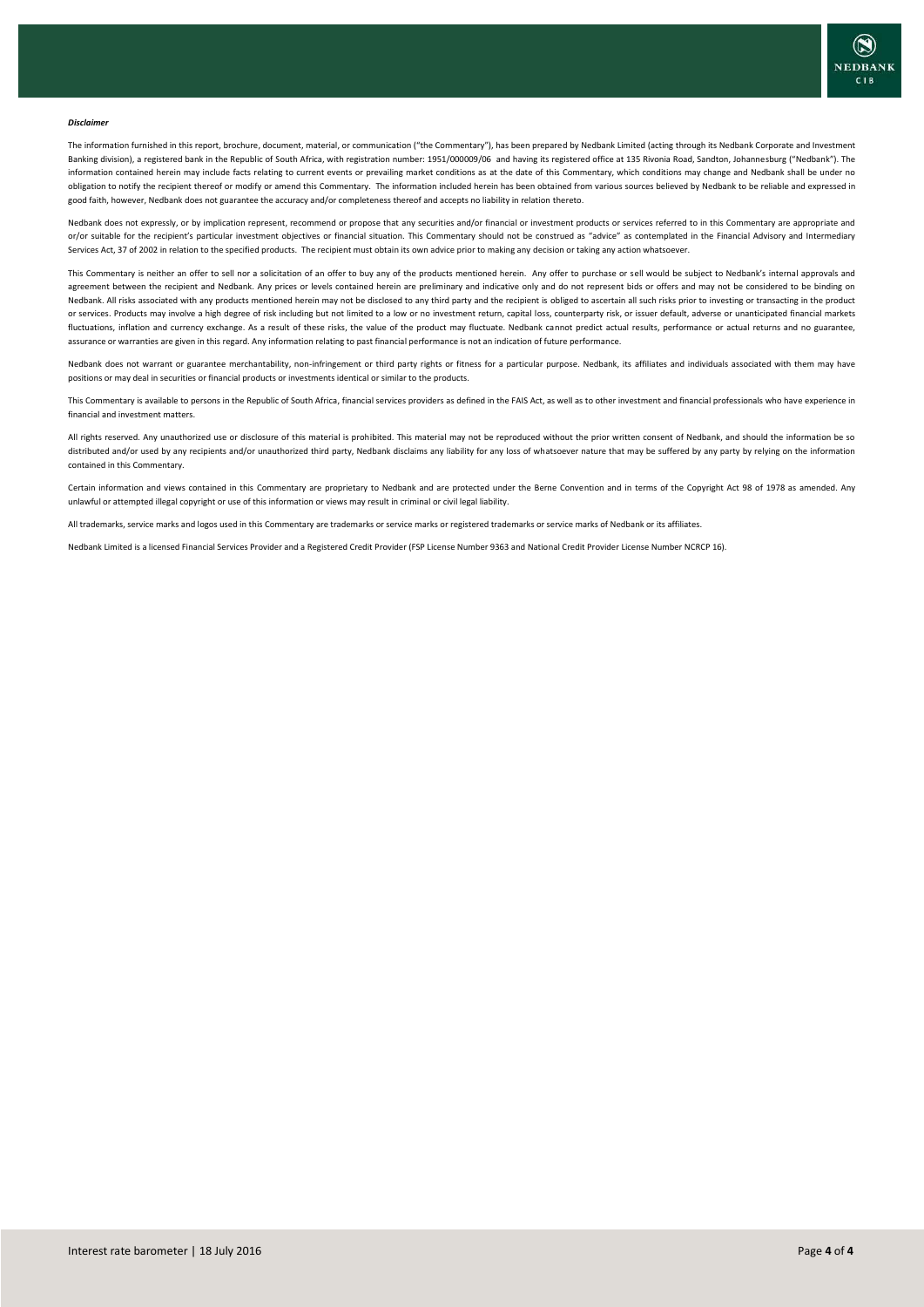***Disclaimer***

The information furnished in this report, brochure, document, material, or communication ("the Commentary"), has been prepared by Nedbank Limited (acting through its Nedbank Corporate and Investment Banking division), a registered bank in the Republic of South Africa, with registration number: 1951/000009/06 and having its registered office at 135 Rivonia Road, Sandton, Johannesburg ("Nedbank"). The information contained herein may include facts relating to current events or prevailing market conditions as at the date of this Commentary, which conditions may change and Nedbank shall be under no obligation to notify the recipient thereof or modify or amend this Commentary. The information included herein has been obtained from various sources believed by Nedbank to be reliable and expressed in good faith, however, Nedbank does not guarantee the accuracy and/or completeness thereof and accepts no liability in relation thereto.

Nedbank does not expressly, or by implication represent, recommend or propose that any securities and/or financial or investment products or services referred to in this Commentary are appropriate and or/or suitable for the recipient's particular investment objectives or financial situation. This Commentary should not be construed as "advice" as contemplated in the Financial Advisory and Intermediary Services Act, 37 of 2002 in relation to the specified products. The recipient must obtain its own advice prior to making any decision or taking any action whatsoever.

This Commentary is neither an offer to sell nor a solicitation of an offer to buy any of the products mentioned herein. Any offer to purchase or sell would be subject to Nedbank's internal approvals and agreement between the recipient and Nedbank. Any prices or levels contained herein are preliminary and indicative only and do not represent bids or offers and may not be considered to be binding on Nedbank. All risks associated with any products mentioned herein may not be disclosed to any third party and the recipient is obliged to ascertain all such risks prior to investing or transacting in the product or services. Products may involve a high degree of risk including but not limited to a low or no investment return, capital loss, counterparty risk, or issuer default, adverse or unanticipated financial markets fluctuations, inflation and currency exchange. As a result of these risks, the value of the product may fluctuate. Nedbank cannot predict actual results, performance or actual returns and no guarantee, assurance or warranties are given in this regard. Any information relating to past financial performance is not an indication of future performance.

Nedbank does not warrant or guarantee merchantability, non-infringement or third party rights or fitness for a particular purpose. Nedbank, its affiliates and individuals associated with them may have positions or may deal in securities or financial products or investments identical or similar to the products.

This Commentary is available to persons in the Republic of South Africa, financial services providers as defined in the FAIS Act, as well as to other investment and financial professionals who have experience in financial and investment matters.

All rights reserved. Any unauthorized use or disclosure of this material is prohibited. This material may not be reproduced without the prior written consent of Nedbank, and should the information be so distributed and/or used by any recipients and/or unauthorized third party, Nedbank disclaims any liability for any loss of whatsoever nature that may be suffered by any party by relying on the information contained in this Commentary.

Certain information and views contained in this Commentary are proprietary to Nedbank and are protected under the Berne Convention and in terms of the Copyright Act 98 of 1978 as amended. Any unlawful or attempted illegal copyright or use of this information or views may result in criminal or civil legal liability.

All trademarks, service marks and logos used in this Commentary are trademarks or service marks or registered trademarks or service marks of Nedbank or its affiliates.

Nedbank Limited is a licensed Financial Services Provider and a Registered Credit Provider (FSP License Number 9363 and National Credit Provider License Number NCRCP 16).